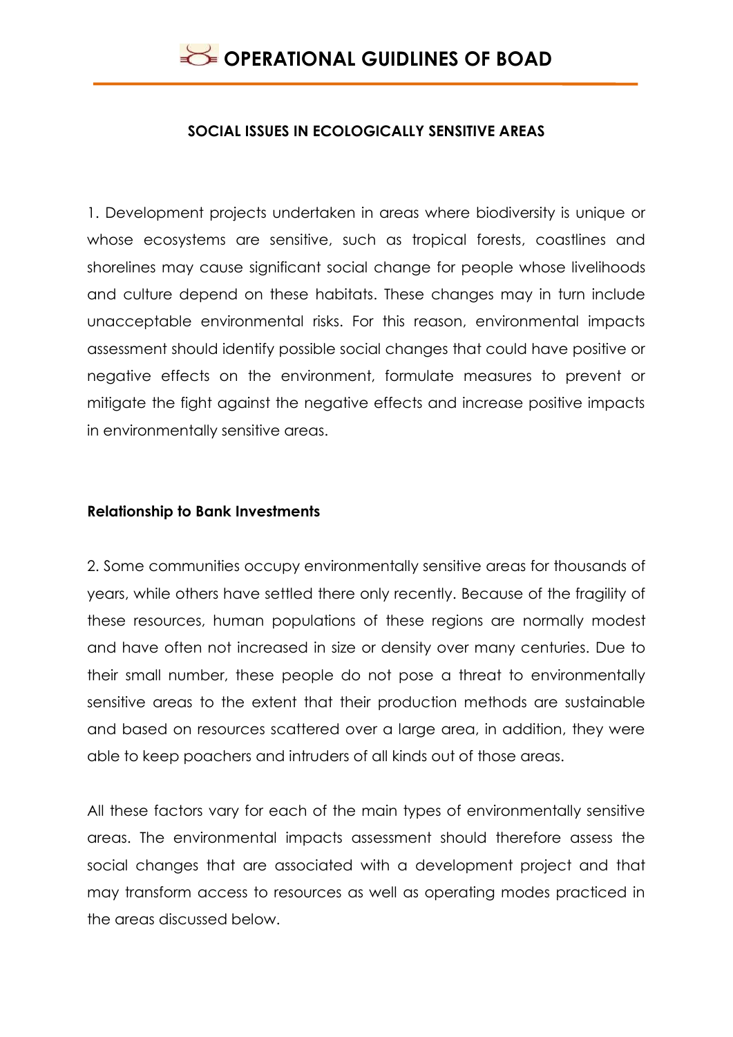## SOCIAL ISSUES IN ECOLOGICALLY SENSITIVE AREAS

1. Development projects undertaken in areas where biodiversity is unique or whose ecosystems are sensitive, such as tropical forests, coastlines and shorelines may cause significant social change for people whose livelihoods and culture depend on these habitats. These changes may in turn include unacceptable environmental risks. For this reason, environmental impacts assessment should identify possible social changes that could have positive or negative effects on the environment, formulate measures to prevent or mitigate the fight against the negative effects and increase positive impacts in environmentally sensitive areas.

### Relationship to Bank Investments

2. Some communities occupy environmentally sensitive areas for thousands of years, while others have settled there only recently. Because of the fragility of these resources, human populations of these regions are normally modest and have often not increased in size or density over many centuries. Due to their small number, these people do not pose a threat to environmentally sensitive areas to the extent that their production methods are sustainable and based on resources scattered over a large area, in addition, they were able to keep poachers and intruders of all kinds out of those areas.

All these factors vary for each of the main types of environmentally sensitive areas. The environmental impacts assessment should therefore assess the social changes that are associated with a development project and that may transform access to resources as well as operating modes practiced in the areas discussed below.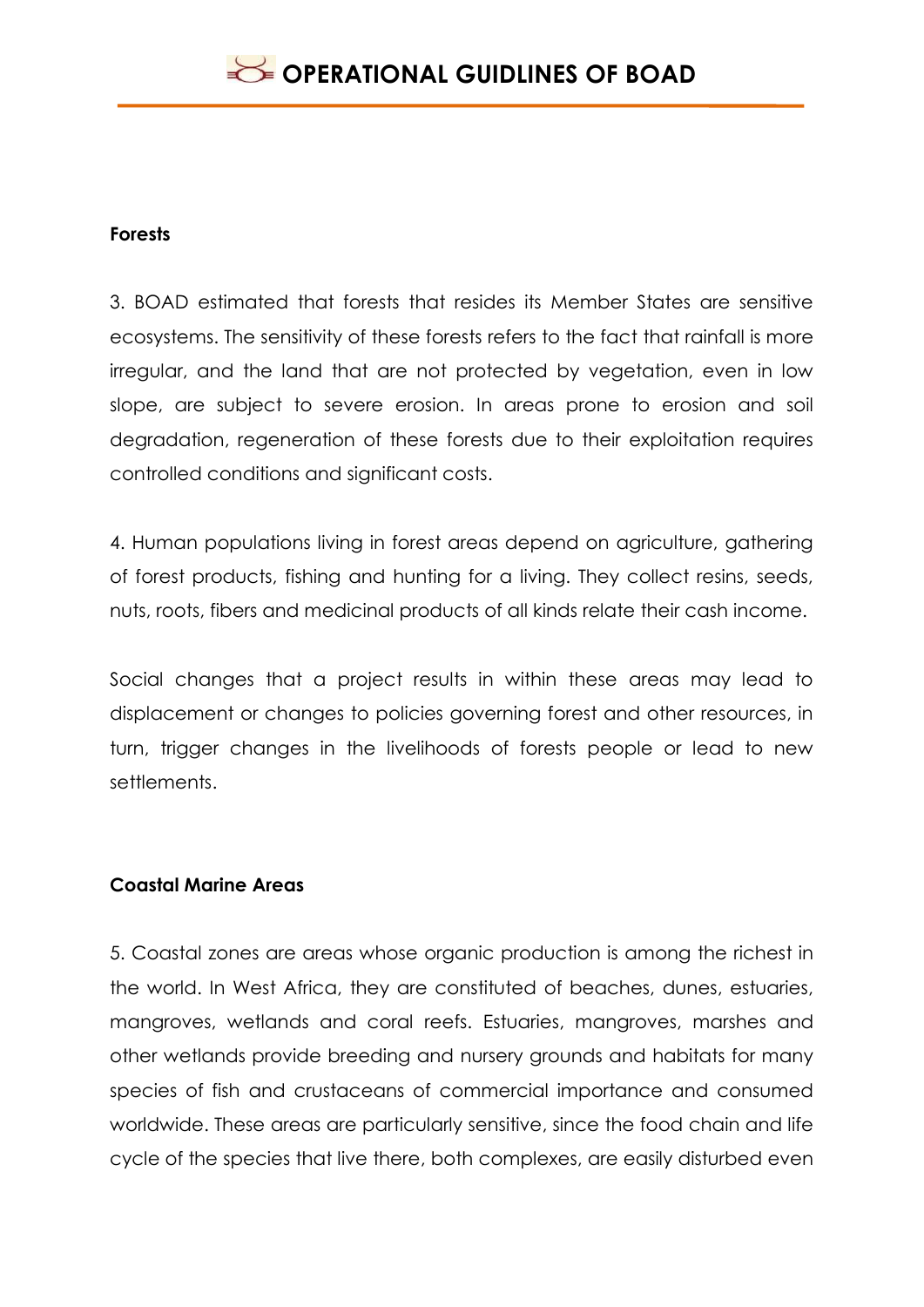**Forests**

3. BOAD estimated that forests that resides its Member States are sensitive ecosystems. The sensitivity of these forests refers to the fact that rainfall is more irregular, and the land that are not protected by vegetation, even in low slope, are subject to severe erosion. In areas prone to erosion and soil degradation, regeneration of these forests due to their exploitation requires controlled conditions and significant costs.

4. Human populations living in forest areas depend on agriculture, gathering of forest products, fishing and hunting for a living. They collect resins, seeds, nuts, roots, fibers and medicinal products of all kinds relate their cash income.

Social changes that a project results in within these areas may lead to displacement or changes to policies governing forest and other resources, in turn, trigger changes in the livelihoods of forests people or lead to new settlements.

**Coastal Marine Areas**

5. Coastal zones are areas whose organic production is among the richest in the world. In West Africa, they are constituted of beaches, dunes, estuaries, mangroves, wetlands and coral reefs. Estuaries, mangroves, marshes and other wetlands provide breeding and nursery grounds and habitats for many species of fish and crustaceans of commercial importance and consumed worldwide. These areas are particularly sensitive, since the food chain and life cycle of the species that live there, both complexes, are easily disturbed even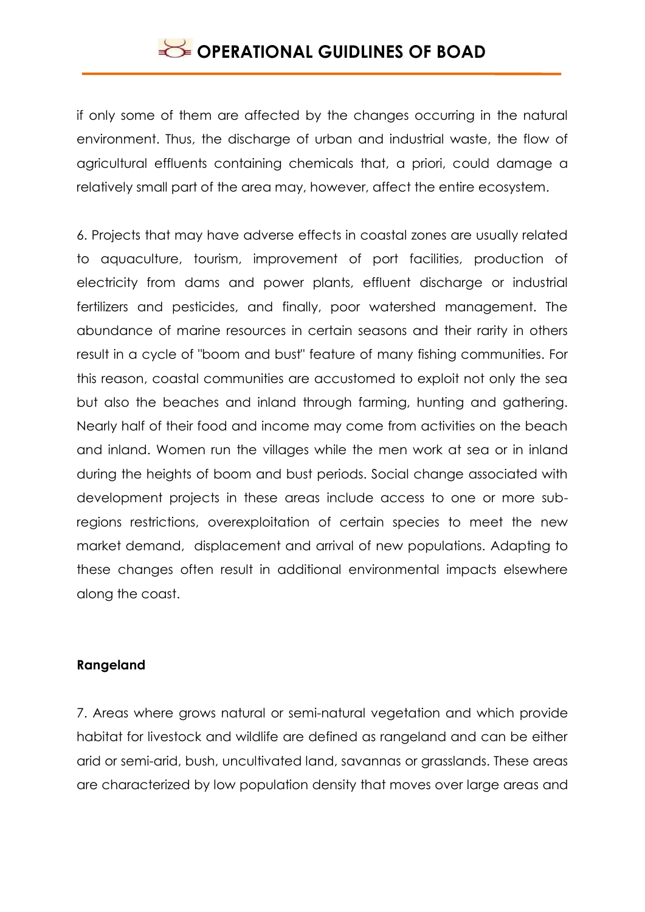if only some of them are affected by the changes occurring in the natural environment. Thus, the discharge of urban and industrial waste, the flow of agricultural effluents containing chemicals that, a priori, could damage a relatively small part of the area may, however, affect the entire ecosystem.

6. Projects that may have adverse effects in coastal zones are usually related to aquaculture, tourism, improvement of port facilities, production of electricity from dams and power plants, effluent discharge or industrial fertilizers and pesticides, and finally, poor watershed management. The abundance of marine resources in certain seasons and their rarity in others result in a cycle of "boom and bust" feature of many fishing communities. For this reason, coastal communities are accustomed to exploit not only the sea but also the beaches and inland through farming, hunting and gathering. Nearly half of their food and income may come from activities on the beach and inland. Women run the villages while the men work at sea or in inland during the heights of boom and bust periods. Social change associated with development projects in these areas include access to one or more sub-regions restrictions, overexploitation of certain species to meet the new market demand, displacement and arrival of new populations. Adapting to these changes often result in additional environmental impacts elsewhere along the coast.

**Rangeland**

7. Areas where grows natural or semi-natural vegetation and which provide habitat for livestock and wildlife are defined as rangeland and can be either arid or semi-arid, bush, uncultivated land, savannas or grasslands. These areas are characterized by low population density that moves over large areas and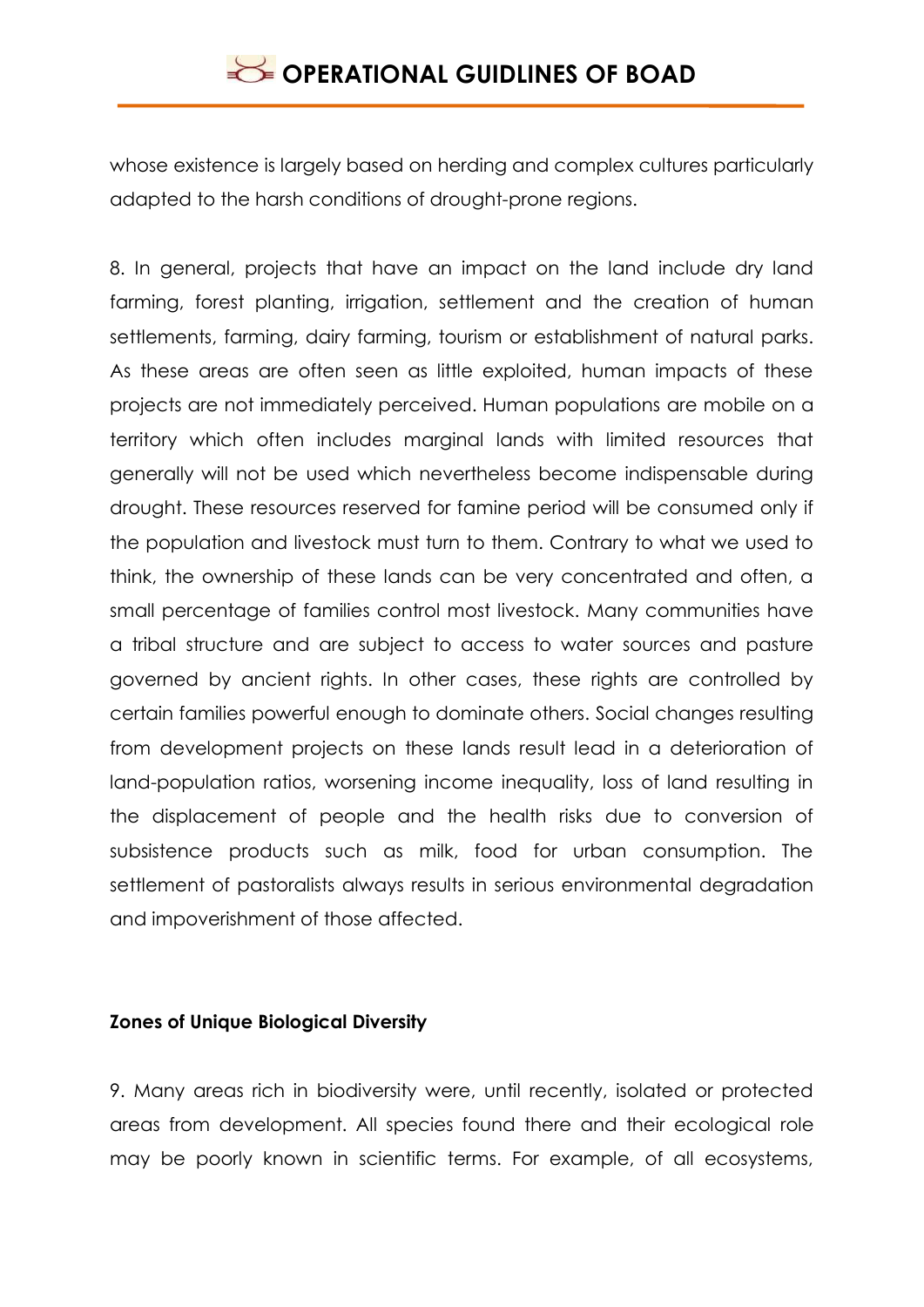whose existence is largely based on herding and complex cultures particularly adapted to the harsh conditions of drought-prone regions.

8. In general, projects that have an impact on the land include dry land farming, forest planting, irrigation, settlement and the creation of human settlements, farming, dairy farming, tourism or establishment of natural parks. As these areas are often seen as little exploited, human impacts of these projects are not immediately perceived. Human populations are mobile on a territory which often includes marginal lands with limited resources that generally will not be used which nevertheless become indispensable during drought. These resources reserved for famine period will be consumed only if the population and livestock must turn to them. Contrary to what we used to think, the ownership of these lands can be very concentrated and often, a small percentage of families control most livestock. Many communities have a tribal structure and are subject to access to water sources and pasture governed by ancient rights. In other cases, these rights are controlled by certain families powerful enough to dominate others. Social changes resulting from development projects on these lands result lead in a deterioration of land-population ratios, worsening income inequality, loss of land resulting in the displacement of people and the health risks due to conversion of subsistence products such as milk, food for urban consumption. The settlement of pastoralists always results in serious environmental degradation and impoverishment of those affected.

**Zones of Unique Biological Diversity**

9. Many areas rich in biodiversity were, until recently, isolated or protected areas from development. All species found there and their ecological role may be poorly known in scientific terms. For example, of all ecosystems,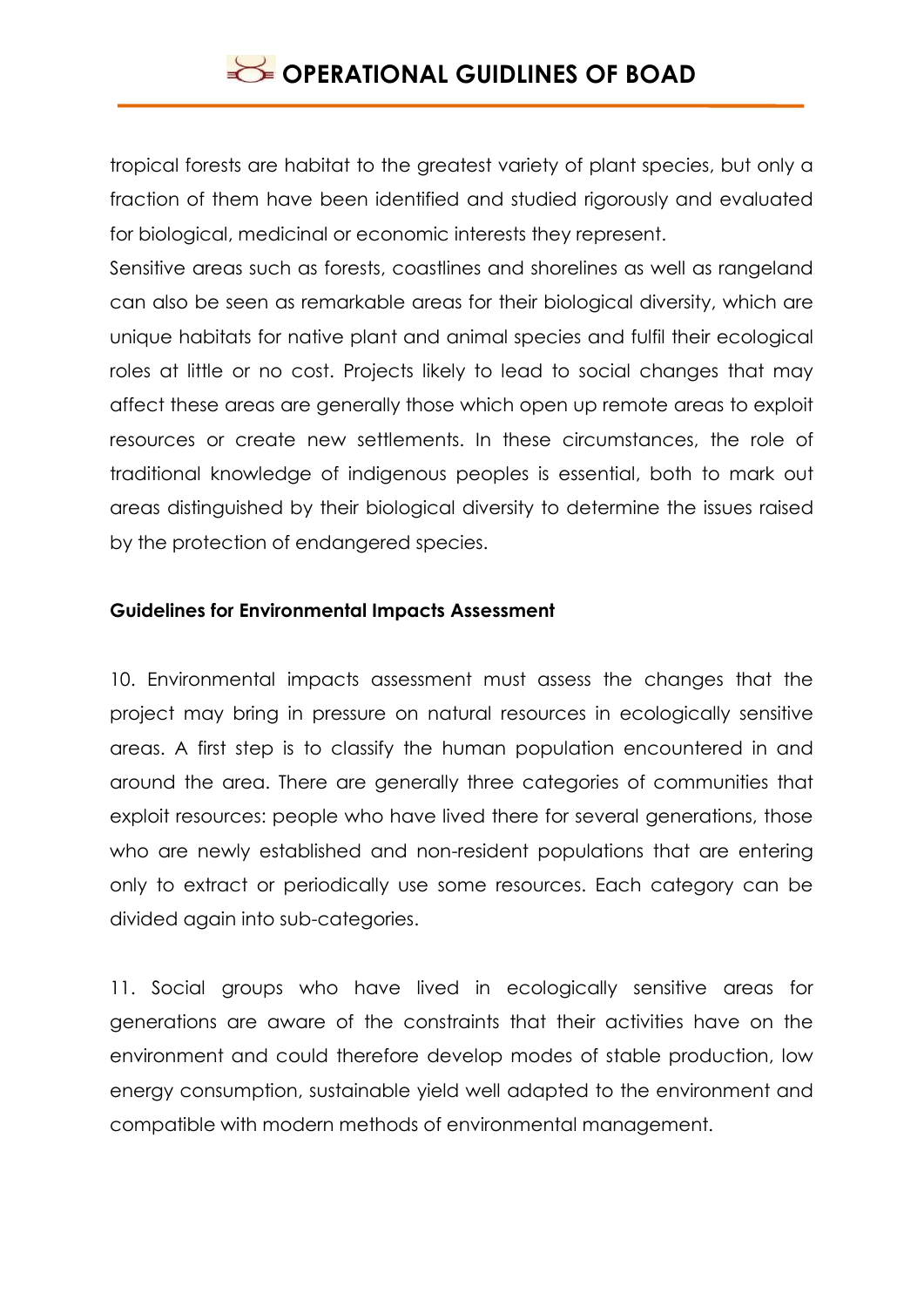tropical forests are habitat to the greatest variety of plant species, but only a fraction of them have been identified and studied rigorously and evaluated for biological, medicinal or economic interests they represent.

Sensitive areas such as forests, coastlines and shorelines as well as rangeland can also be seen as remarkable areas for their biological diversity, which are unique habitats for native plant and animal species and fulfil their ecological roles at little or no cost. Projects likely to lead to social changes that may affect these areas are generally those which open up remote areas to exploit resources or create new settlements. In these circumstances, the role of traditional knowledge of indigenous peoples is essential, both to mark out areas distinguished by their biological diversity to determine the issues raised by the protection of endangered species.

**Guidelines for Environmental Impacts Assessment**

10. Environmental impacts assessment must assess the changes that the project may bring in pressure on natural resources in ecologically sensitive areas. A first step is to classify the human population encountered in and around the area. There are generally three categories of communities that exploit resources: people who have lived there for several generations, those who are newly established and non-resident populations that are entering only to extract or periodically use some resources. Each category can be divided again into sub-categories.

11. Social groups who have lived in ecologically sensitive areas for generations are aware of the constraints that their activities have on the environment and could therefore develop modes of stable production, low energy consumption, sustainable yield well adapted to the environment and compatible with modern methods of environmental management.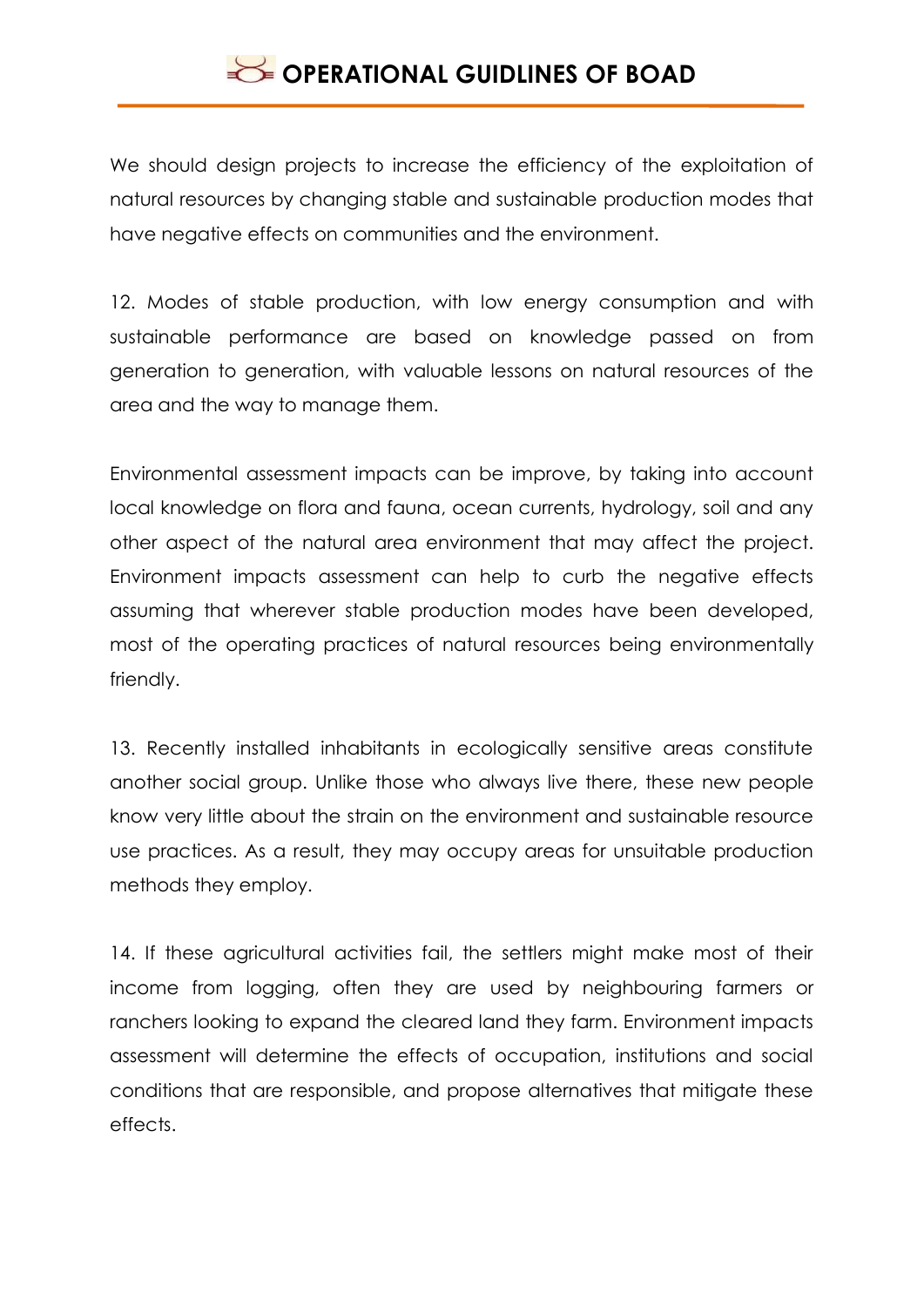We should design projects to increase the efficiency of the exploitation of natural resources by changing stable and sustainable production modes that have negative effects on communities and the environment.

12. Modes of stable production, with low energy consumption and with sustainable performance are based on knowledge passed on from generation to generation, with valuable lessons on natural resources of the area and the way to manage them.

Environmental assessment impacts can be improve, by taking into account local knowledge on flora and fauna, ocean currents, hydrology, soil and any other aspect of the natural area environment that may affect the project. Environment impacts assessment can help to curb the negative effects assuming that wherever stable production modes have been developed, most of the operating practices of natural resources being environmentally friendly.

13. Recently installed inhabitants in ecologically sensitive areas constitute another social group. Unlike those who always live there, these new people know very little about the strain on the environment and sustainable resource use practices. As a result, they may occupy areas for unsuitable production methods they employ.

14. If these agricultural activities fail, the settlers might make most of their income from logging, often they are used by neighbouring farmers or ranchers looking to expand the cleared land they farm. Environment impacts assessment will determine the effects of occupation, institutions and social conditions that are responsible, and propose alternatives that mitigate these effects.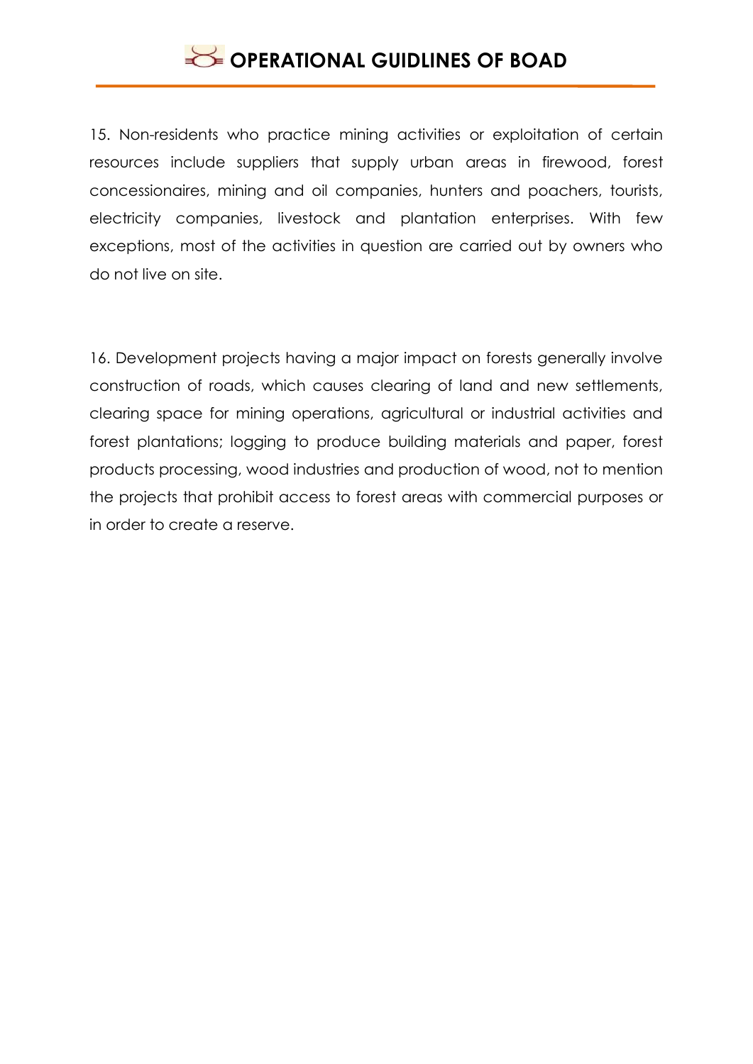15. Non-residents who practice mining activities or exploitation of certain resources include suppliers that supply urban areas in firewood, forest concessionaires, mining and oil companies, hunters and poachers, tourists, electricity companies, livestock and plantation enterprises. With few exceptions, most of the activities in question are carried out by owners who do not live on site.

16. Development projects having a major impact on forests generally involve construction of roads, which causes clearing of land and new settlements, clearing space for mining operations, agricultural or industrial activities and forest plantations; logging to produce building materials and paper, forest products processing, wood industries and production of wood, not to mention the projects that prohibit access to forest areas with commercial purposes or in order to create a reserve.